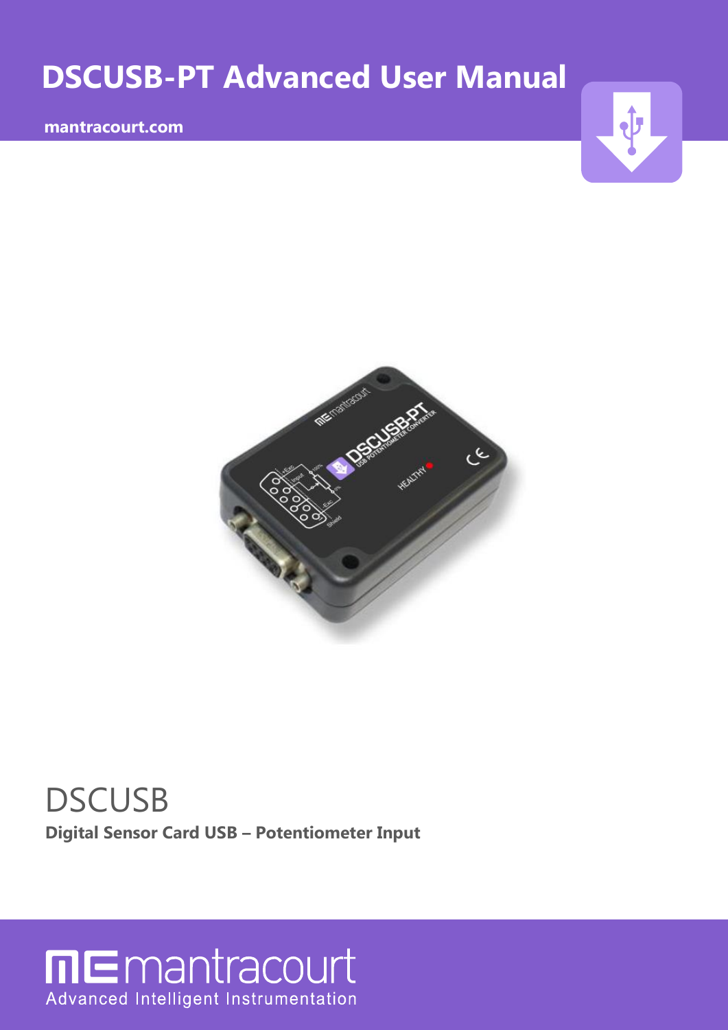# DSCUSB-PT Advanced User Manual

**mantracourt.com**

DSCUSB

**Digital Sensor Card USB – Potentiometer Input**

mantracourt

Advanced Intelligent Instrumentation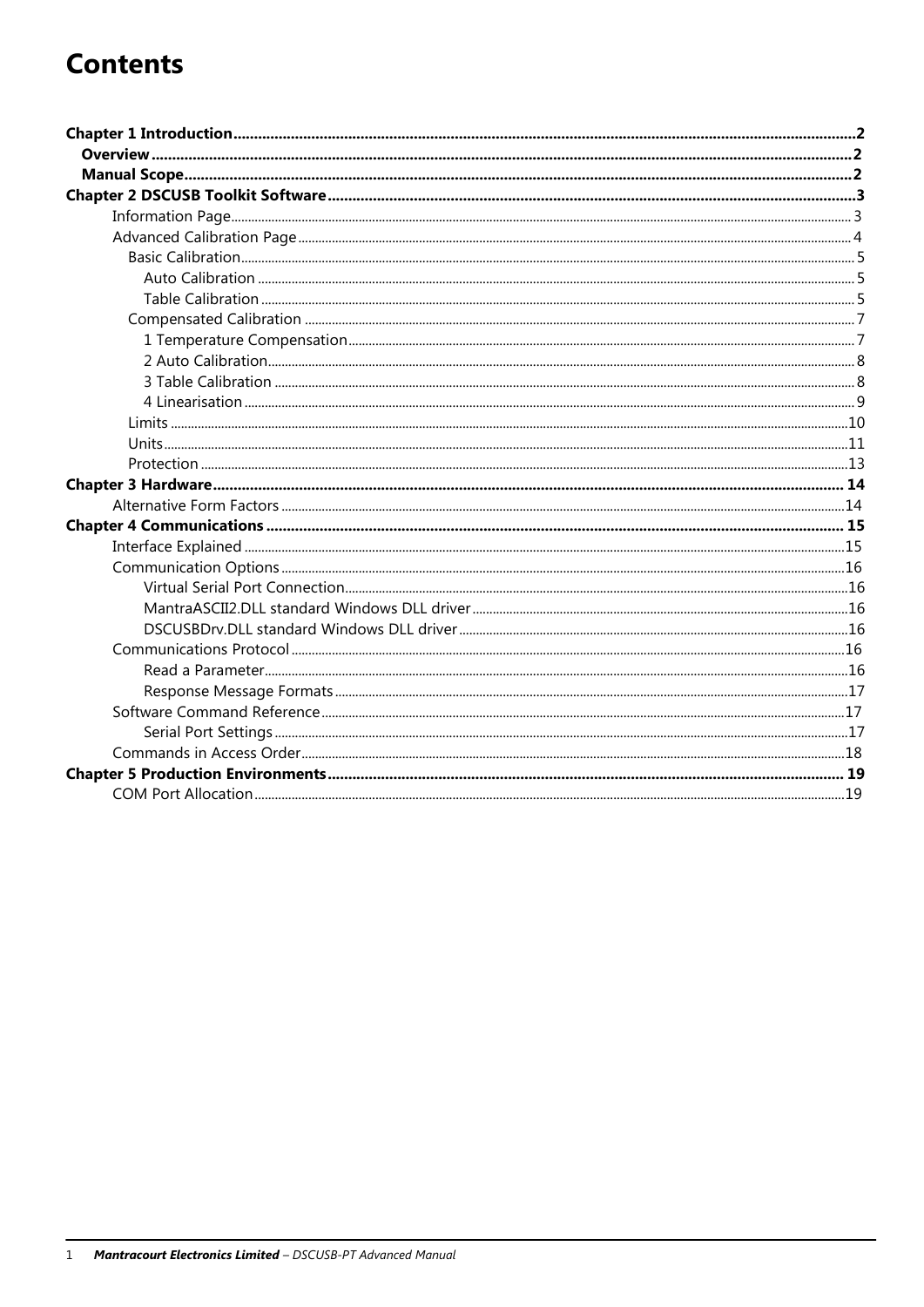# Contents

**Chapter 1 Introduction** ..... 2
- **Overview** ..... 2
- **Manual Scope** ..... 2

**Chapter 2 DSCUSB Toolkit Software** ..... 3
- Information Page ..... 3
- Advanced Calibration Page ..... 4
  - Basic Calibration ..... 5
    - Auto Calibration ..... 5
    - Table Calibration ..... 5
  - Compensated Calibration ..... 7
    - 1 Temperature Compensation ..... 7
    - 2 Auto Calibration ..... 8
    - 3 Table Calibration ..... 8
    - 4 Linearisation ..... 9
  - Limits ..... 10
  - Units ..... 11
  - Protection ..... 13

**Chapter 3 Hardware** ..... 14
- Alternative Form Factors ..... 14

**Chapter 4 Communications** ..... 15
- Interface Explained ..... 15
- Communication Options ..... 16
  - Virtual Serial Port Connection ..... 16
  - MantraASCII2.DLL standard Windows DLL driver ..... 16
  - DSCUSBDrv.DLL standard Windows DLL driver ..... 16
- Communications Protocol ..... 16
  - Read a Parameter ..... 16
  - Response Message Formats ..... 17
- Software Command Reference ..... 17
  - Serial Port Settings ..... 17
- Commands in Access Order ..... 18

**Chapter 5 Production Environments** ..... 19
- COM Port Allocation ..... 19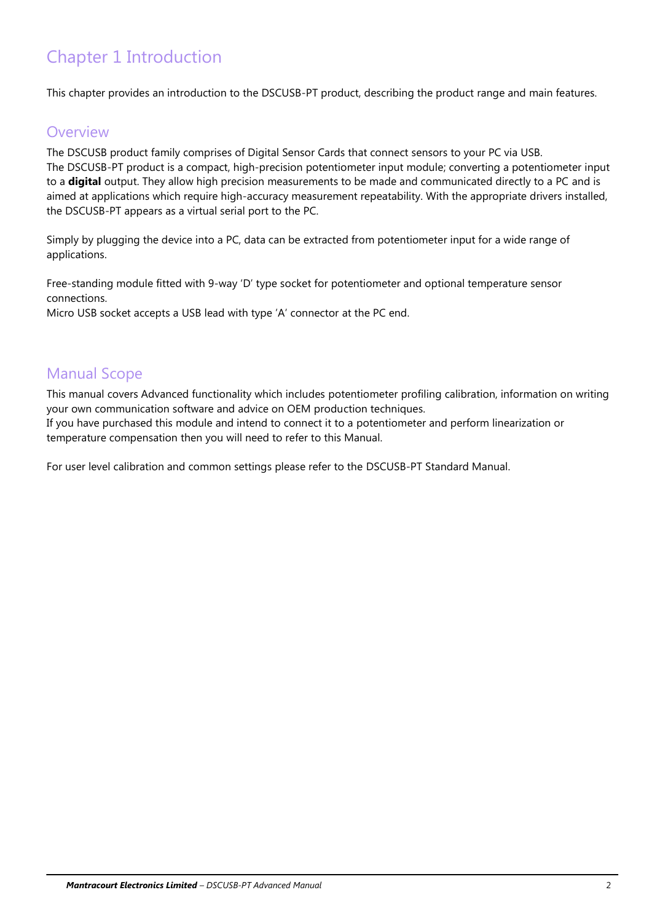# Chapter 1 Introduction

This chapter provides an introduction to the DSCUSB-PT product, describing the product range and main features.

## Overview

The DSCUSB product family comprises of Digital Sensor Cards that connect sensors to your PC via USB.
The DSCUSB-PT product is a compact, high-precision potentiometer input module; converting a potentiometer input to a **digital** output. They allow high precision measurements to be made and communicated directly to a PC and is aimed at applications which require high-accuracy measurement repeatability. With the appropriate drivers installed, the DSCUSB-PT appears as a virtual serial port to the PC.

Simply by plugging the device into a PC, data can be extracted from potentiometer input for a wide range of applications.

Free-standing module fitted with 9-way 'D' type socket for potentiometer and optional temperature sensor connections.
Micro USB socket accepts a USB lead with type 'A' connector at the PC end.

## Manual Scope

This manual covers Advanced functionality which includes potentiometer profiling calibration, information on writing your own communication software and advice on OEM production techniques.
If you have purchased this module and intend to connect it to a potentiometer and perform linearization or temperature compensation then you will need to refer to this Manual.

For user level calibration and common settings please refer to the DSCUSB-PT Standard Manual.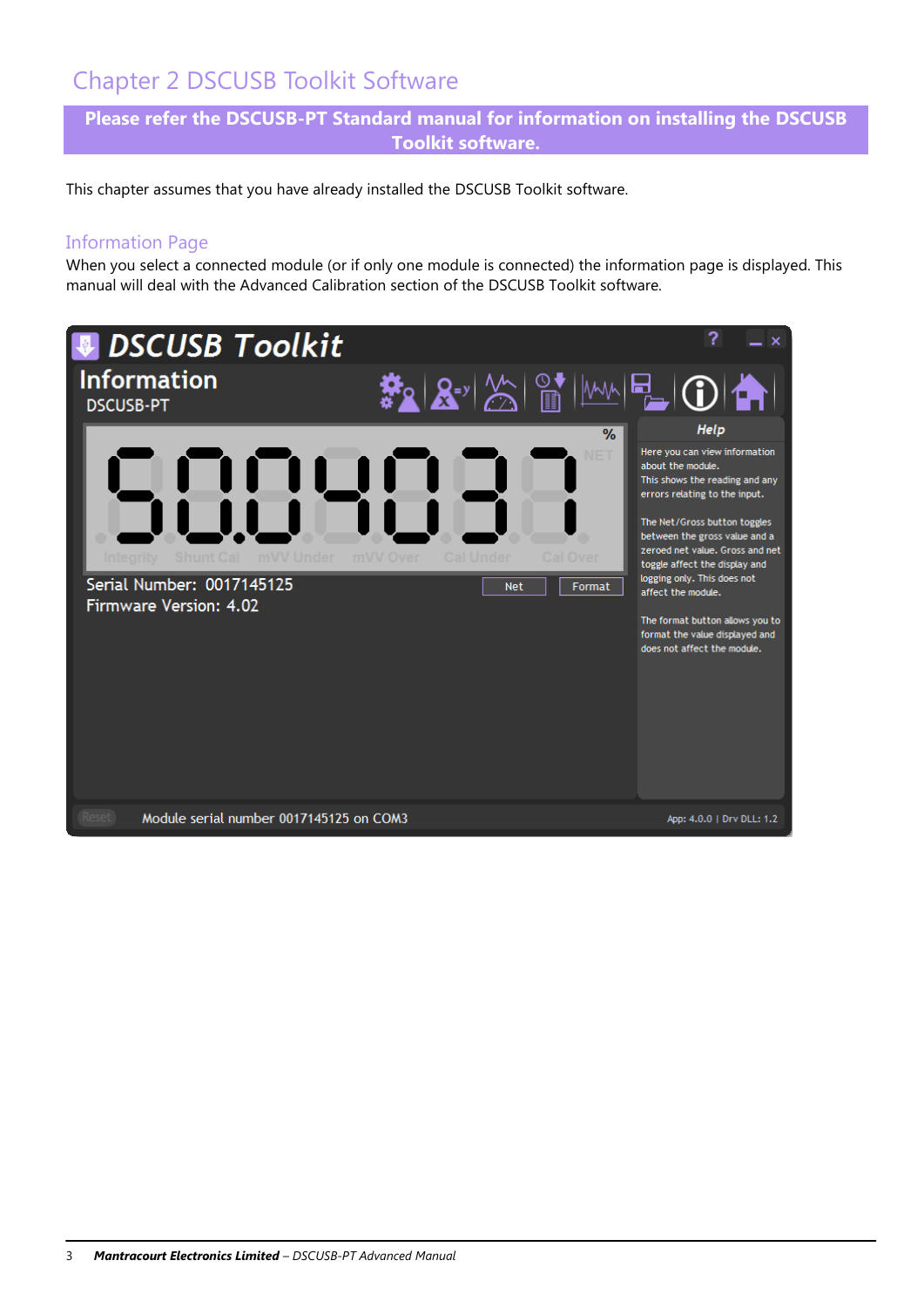# Chapter 2 DSCUSB Toolkit Software

**Please refer the DSCUSB-PT Standard manual for information on installing the DSCUSB Toolkit software.**

This chapter assumes that you have already installed the DSCUSB Toolkit software.

## Information Page

When you select a connected module (or if only one module is connected) the information page is displayed. This manual will deal with the Advanced Calibration section of the DSCUSB Toolkit software.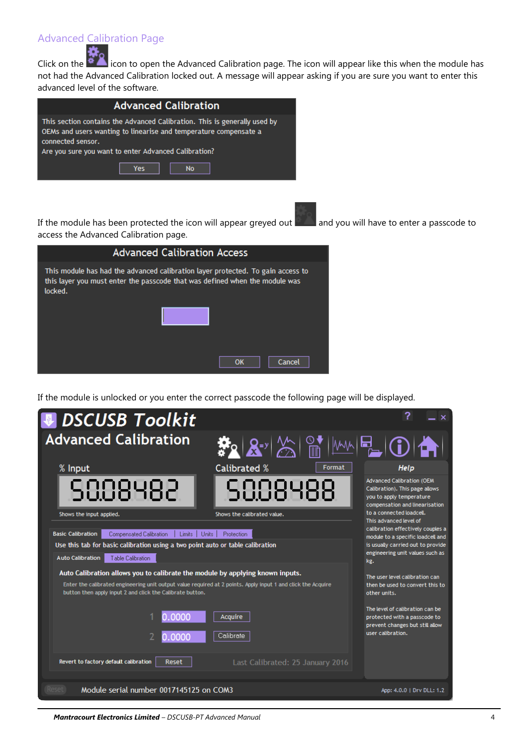## Advanced Calibration Page

Click on the icon to open the Advanced Calibration page. The icon will appear like this when the module has not had the Advanced Calibration locked out. A message will appear asking if you are sure you want to enter this advanced level of the software.

**Advanced Calibration**

This section contains the Advanced Calibration. This is generally used by OEMs and users wanting to linearise and temperature compensate a connected sensor.
Are you sure you want to enter Advanced Calibration?

Yes No

If the module has been protected the icon will appear greyed out and you will have to enter a passcode to access the Advanced Calibration page.

**Advanced Calibration Access**

This module has had the advanced calibration layer protected. To gain access to this layer you must enter the passcode that was defined when the module was locked.

OK Cancel

If the module is unlocked or you enter the correct passcode the following page will be displayed.

**DSCUSB Toolkit**

**Advanced Calibration**

% Input: 50.08482 — Shows the input applied.

Calibrated %: 50.08488 — Shows the calibrated value. [Format]

Basic Calibration | Compensated Calibration | Limits | Units | Protection

Use this tab for basic calibration using a two point auto or table calibration

Auto Calibration | Table Calibration

**Auto Calibration allows you to calibrate the module by applying known inputs.**

Enter the calibrated engineering unit output value required at 2 points. Apply input 1 and click the Acquire button then apply input 2 and click the Calibrate button.

1 0.0000 [Acquire]
2 0.0000 [Calibrate]

Revert to factory default calibration [Reset] Last Calibrated: 25 January 2016

**Help**

Advanced Calibration (OEM Calibration). This page allows you to apply temperature compensation and linearisation to a connected loadcell.
This advanced level of calibration effectively couples a module to a specific loadcell and is usually carried out to provide engineering unit values such as kg.

The user level calibration can then be used to convert this to other units.

The level of calibration can be protected with a passcode to prevent changes but still allow user calibration.

Reset Module serial number 0017145125 on COM3 App: 4.0.0 | Drv DLL: 1.2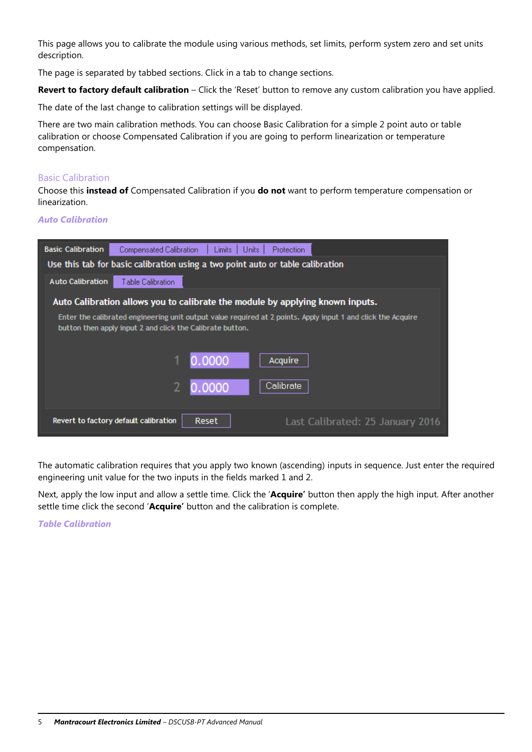This page allows you to calibrate the module using various methods, set limits, perform system zero and set units description.

The page is separated by tabbed sections. Click in a tab to change sections.

**Revert to factory default calibration** – Click the 'Reset' button to remove any custom calibration you have applied.

The date of the last change to calibration settings will be displayed.

There are two main calibration methods. You can choose Basic Calibration for a simple 2 point auto or table calibration or choose Compensated Calibration if you are going to perform linearization or temperature compensation.

## Basic Calibration

Choose this **instead of** Compensated Calibration if you **do not** want to perform temperature compensation or linearization.

### *Auto Calibration*

The automatic calibration requires that you apply two known (ascending) inputs in sequence. Just enter the required engineering unit value for the two inputs in the fields marked 1 and 2.

Next, apply the low input and allow a settle time. Click the '**Acquire'** button then apply the high input. After another settle time click the second '**Acquire'** button and the calibration is complete.

### *Table Calibration*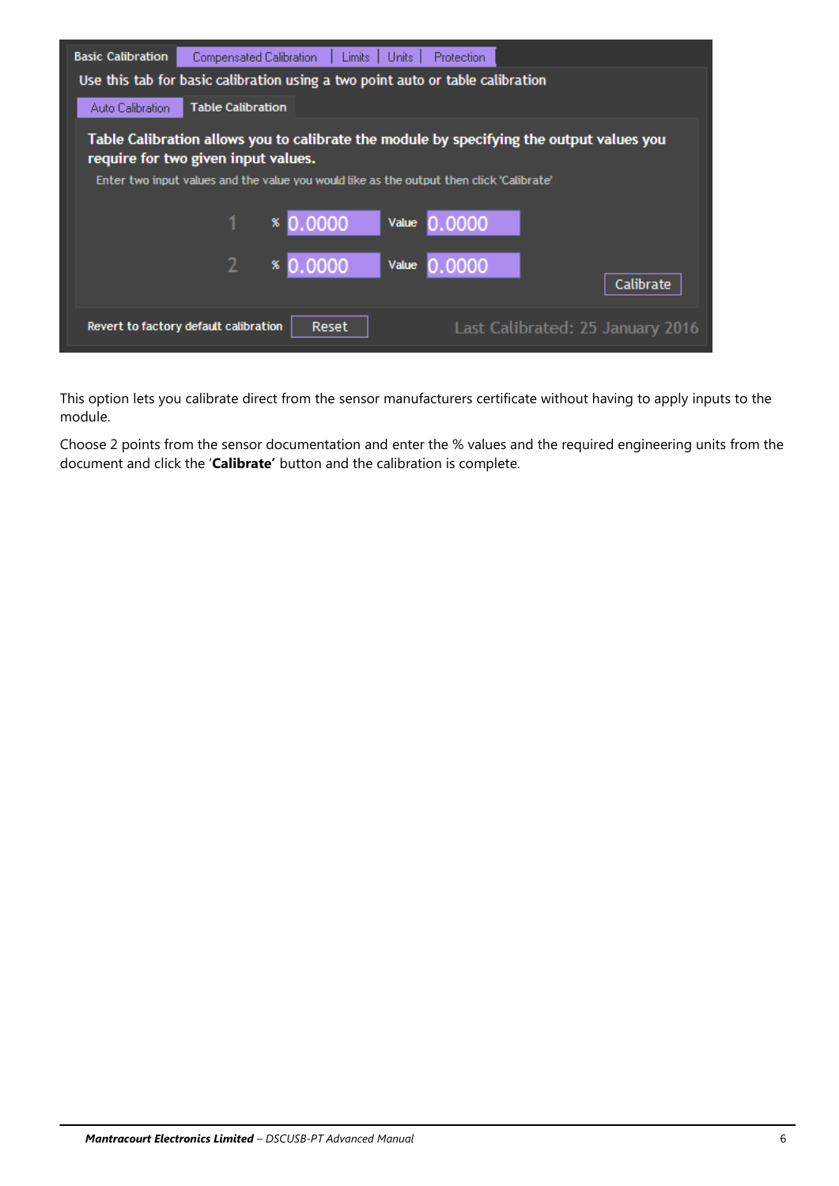This option lets you calibrate direct from the sensor manufacturers certificate without having to apply inputs to the module.

Choose 2 points from the sensor documentation and enter the % values and the required engineering units from the document and click the '**Calibrate'** button and the calibration is complete.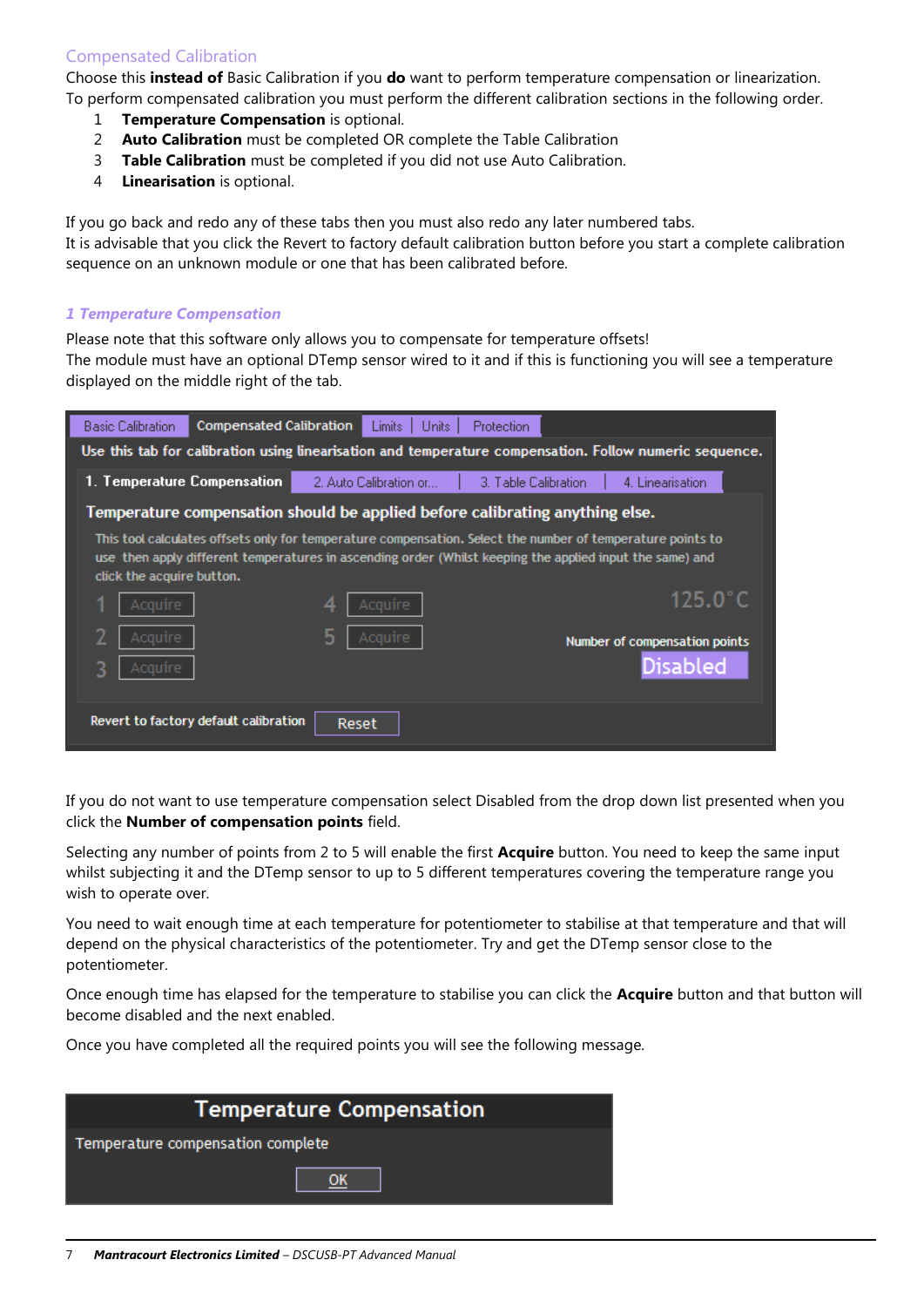## Compensated Calibration

Choose this **instead of** Basic Calibration if you **do** want to perform temperature compensation or linearization. To perform compensated calibration you must perform the different calibration sections in the following order.

1. **Temperature Compensation** is optional.
2. **Auto Calibration** must be completed OR complete the Table Calibration
3. **Table Calibration** must be completed if you did not use Auto Calibration.
4. **Linearisation** is optional.

If you go back and redo any of these tabs then you must also redo any later numbered tabs.
It is advisable that you click the Revert to factory default calibration button before you start a complete calibration sequence on an unknown module or one that has been calibrated before.

### *1 Temperature Compensation*

Please note that this software only allows you to compensate for temperature offsets!
The module must have an optional DTemp sensor wired to it and if this is functioning you will see a temperature displayed on the middle right of the tab.

If you do not want to use temperature compensation select Disabled from the drop down list presented when you click the **Number of compensation points** field.

Selecting any number of points from 2 to 5 will enable the first **Acquire** button. You need to keep the same input whilst subjecting it and the DTemp sensor to up to 5 different temperatures covering the temperature range you wish to operate over.

You need to wait enough time at each temperature for potentiometer to stabilise at that temperature and that will depend on the physical characteristics of the potentiometer. Try and get the DTemp sensor close to the potentiometer.

Once enough time has elapsed for the temperature to stabilise you can click the **Acquire** button and that button will become disabled and the next enabled.

Once you have completed all the required points you will see the following message.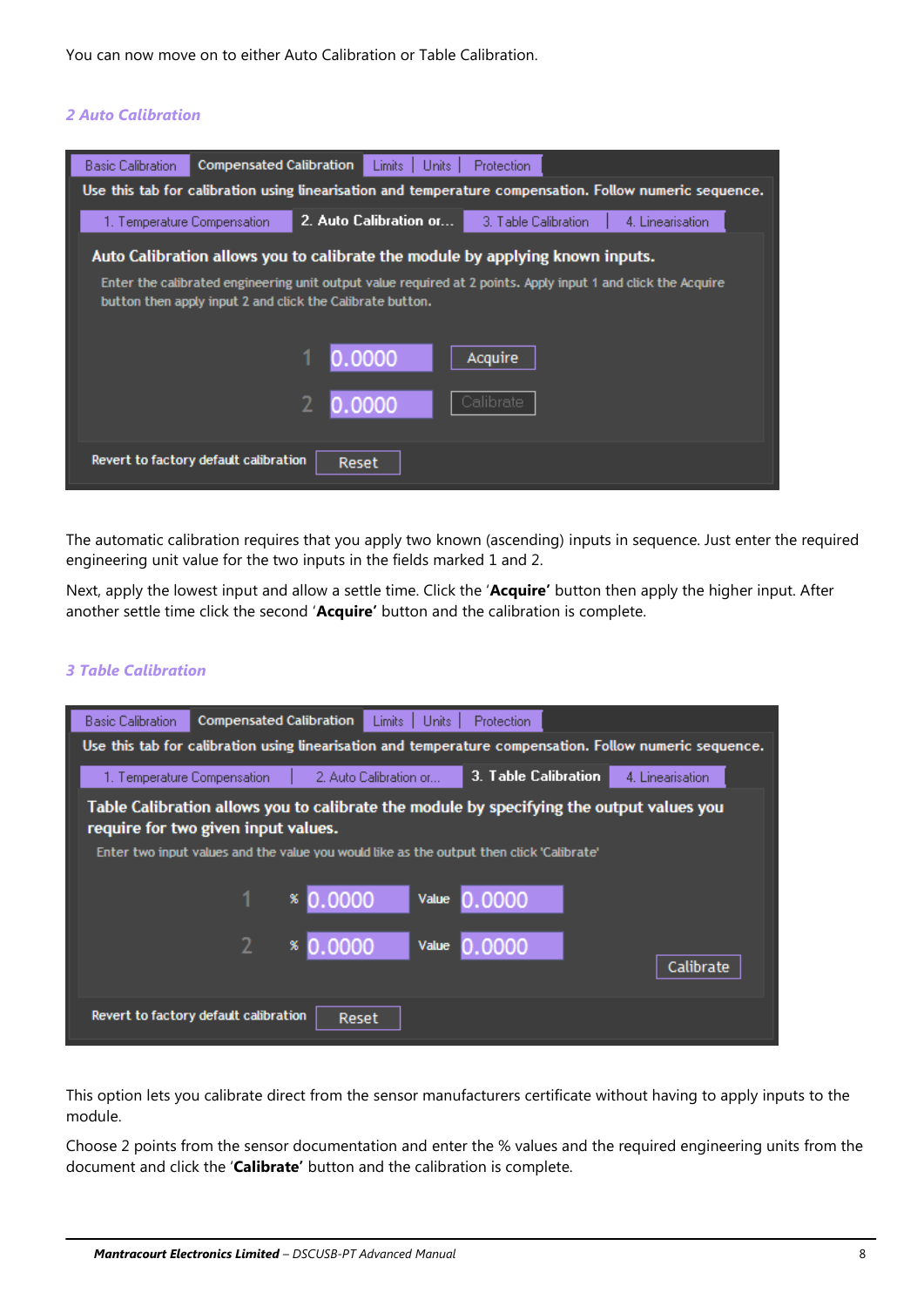You can now move on to either Auto Calibration or Table Calibration.

## 2 Auto Calibration

Basic Calibration | Compensated Calibration | Limits | Units | Protection

Use this tab for calibration using linearisation and temperature compensation. Follow numeric sequence.

1. Temperature Compensation | 2. Auto Calibration or... | 3. Table Calibration | 4. Linearisation

**Auto Calibration allows you to calibrate the module by applying known inputs.**

Enter the calibrated engineering unit output value required at 2 points. Apply input 1 and click the Acquire button then apply input 2 and click the Calibrate button.

1 0.0000 Acquire

2 0.0000 Calibrate

Revert to factory default calibration Reset

The automatic calibration requires that you apply two known (ascending) inputs in sequence. Just enter the required engineering unit value for the two inputs in the fields marked 1 and 2.

Next, apply the lowest input and allow a settle time. Click the '**Acquire'** button then apply the higher input. After another settle time click the second '**Acquire'** button and the calibration is complete.

## 3 Table Calibration

Basic Calibration | Compensated Calibration | Limits | Units | Protection

Use this tab for calibration using linearisation and temperature compensation. Follow numeric sequence.

1. Temperature Compensation | 2. Auto Calibration or... | 3. Table Calibration | 4. Linearisation

**Table Calibration allows you to calibrate the module by specifying the output values you require for two given input values.**

Enter two input values and the value you would like as the output then click 'Calibrate'

1 % 0.0000 Value 0.0000

2 % 0.0000 Value 0.0000

Calibrate

Revert to factory default calibration Reset

This option lets you calibrate direct from the sensor manufacturers certificate without having to apply inputs to the module.

Choose 2 points from the sensor documentation and enter the % values and the required engineering units from the document and click the '**Calibrate'** button and the calibration is complete.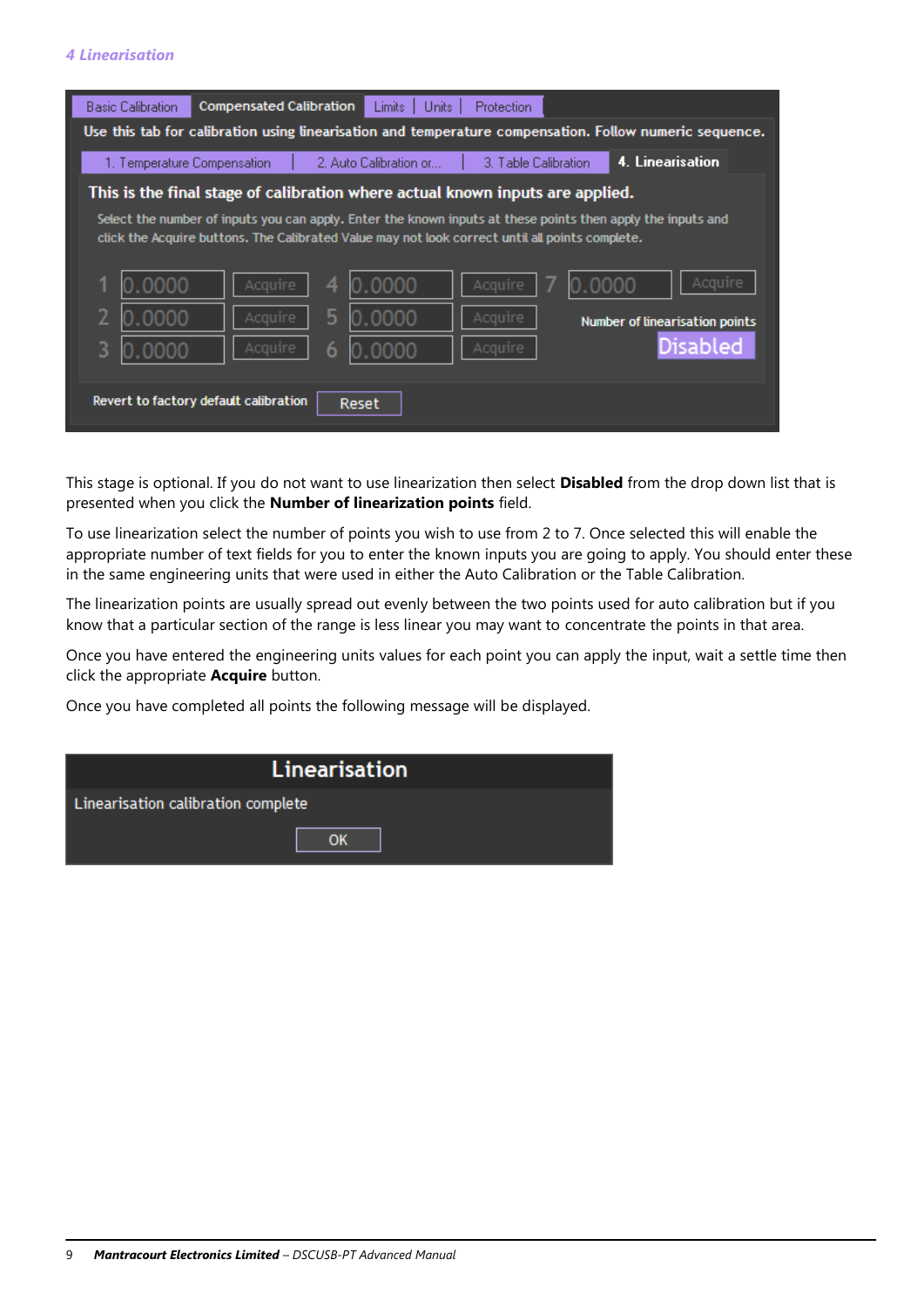This stage is optional. If you do not want to use linearization then select **Disabled** from the drop down list that is presented when you click the **Number of linearization points** field.

To use linearization select the number of points you wish to use from 2 to 7. Once selected this will enable the appropriate number of text fields for you to enter the known inputs you are going to apply. You should enter these in the same engineering units that were used in either the Auto Calibration or the Table Calibration.

The linearization points are usually spread out evenly between the two points used for auto calibration but if you know that a particular section of the range is less linear you may want to concentrate the points in that area.

Once you have entered the engineering units values for each point you can apply the input, wait a settle time then click the appropriate **Acquire** button.

Once you have completed all points the following message will be displayed.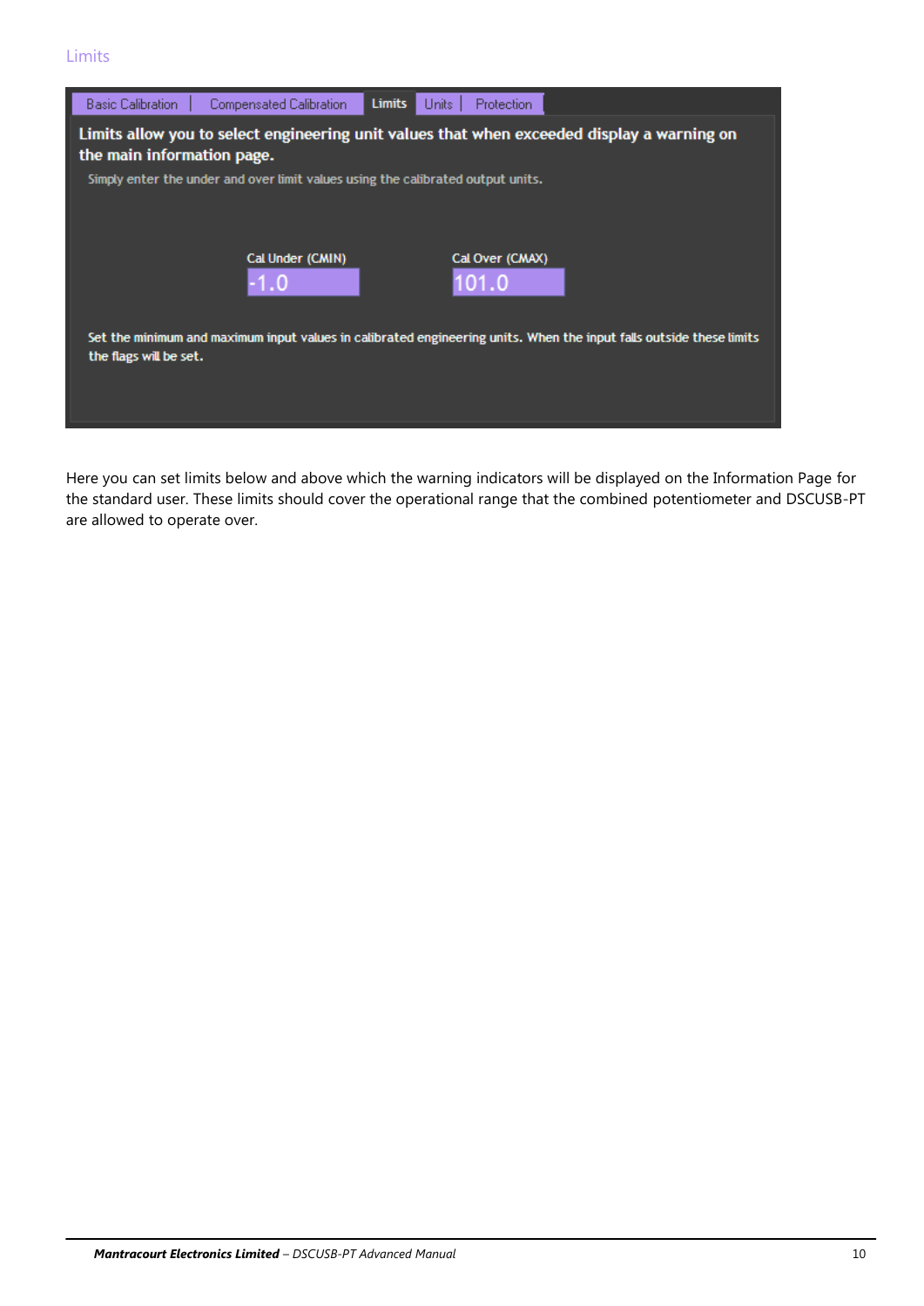## Limits

| Basic Calibration | Compensated Calibration | Limits | Units | Protection |
|---|---|---|---|---|

**Limits allow you to select engineering unit values that when exceeded display a warning on the main information page.**

Simply enter the under and over limit values using the calibrated output units.

| Cal Under (CMIN) | Cal Over (CMAX) |
|---|---|
| -1.0 | 101.0 |

Set the minimum and maximum input values in calibrated engineering units. When the input falls outside these limits the flags will be set.

Here you can set limits below and above which the warning indicators will be displayed on the Information Page for the standard user. These limits should cover the operational range that the combined potentiometer and DSCUSB-PT are allowed to operate over.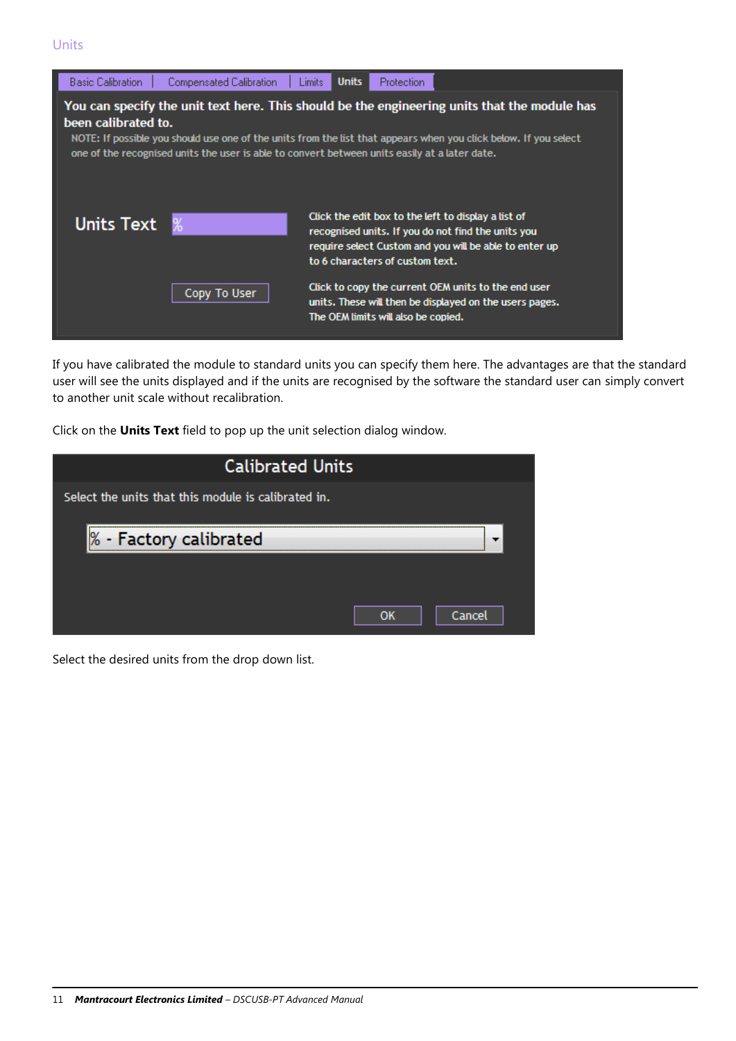## Units

Basic Calibration | Compensated Calibration | Limits | Units | Protection

**You can specify the unit text here. This should be the engineering units that the module has been calibrated to.**

NOTE: If possible you should use one of the units from the list that appears when you click below. If you select one of the recognised units the user is able to convert between units easily at a later date.

Units Text: %

Click the edit box to the left to display a list of recognised units. If you do not find the units you require select Custom and you will be able to enter up to 6 characters of custom text.

Copy To User

Click to copy the current OEM units to the end user units. These will then be displayed on the users pages. The OEM limits will also be copied.

If you have calibrated the module to standard units you can specify them here. The advantages are that the standard user will see the units displayed and if the units are recognised by the software the standard user can simply convert to another unit scale without recalibration.

Click on the **Units Text** field to pop up the unit selection dialog window.

**Calibrated Units**

Select the units that this module is calibrated in.

% - Factory calibrated

OK | Cancel

Select the desired units from the drop down list.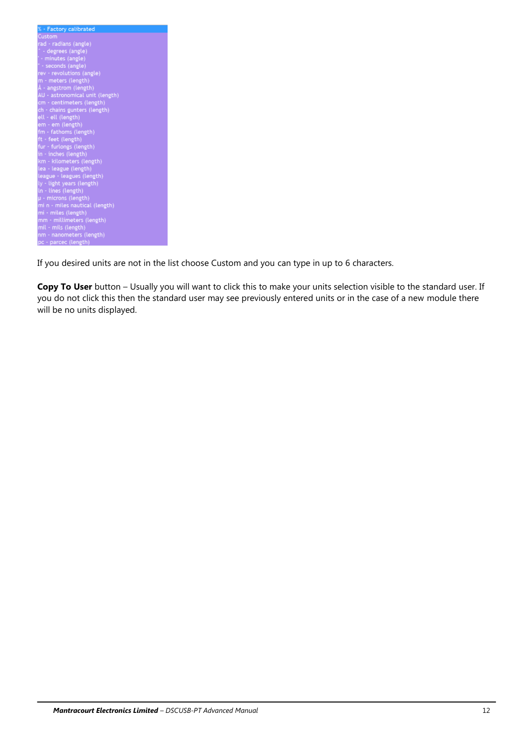% - Factory calibrated
Custom
rad - radians (angle)
° - degrees (angle)
' - minutes (angle)
" - seconds (angle)
rev - revolutions (angle)
m - meters (length)
Å - angstrom (length)
AU - astronomical unit (length)
cm - centimeters (length)
ch - chains gunters (length)
ell - ell (length)
em - em (length)
fm - fathoms (length)
ft - feet (length)
fur - furlongs (length)
in - inches (length)
km - kilometers (length)
lea - league (length)
league - leagues (length)
ly - light years (length)
ln - lines (length)
µ - microns (length)
mi n - miles nautical (length)
mi - miles (length)
mm - millimeters (length)
mil - mils (length)
nm - nanometers (length)
pc - parcec (length)

If you desired units are not in the list choose Custom and you can type in up to 6 characters.

**Copy To User** button – Usually you will want to click this to make your units selection visible to the standard user. If you do not click this then the standard user may see previously entered units or in the case of a new module there will be no units displayed.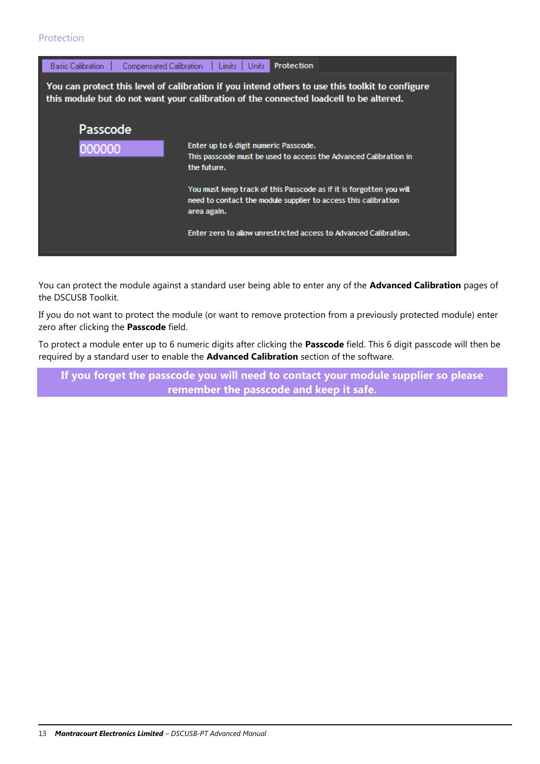## Protection

Basic Calibration | Compensated Calibration | Limits | Units | Protection

You can protect this level of calibration if you intend others to use this toolkit to configure this module but do not want your calibration of the connected loadcell to be altered.

Passcode

000000

Enter up to 6 digit numeric Passcode.
This passcode must be used to access the Advanced Calibration in the future.

You must keep track of this Passcode as if it is forgotten you will need to contact the module supplier to access this calibration area again.

Enter zero to allow unrestricted access to Advanced Calibration.

You can protect the module against a standard user being able to enter any of the **Advanced Calibration** pages of the DSCUSB Toolkit.

If you do not want to protect the module (or want to remove protection from a previously protected module) enter zero after clicking the **Passcode** field.

To protect a module enter up to 6 numeric digits after clicking the **Passcode** field. This 6 digit passcode will then be required by a standard user to enable the **Advanced Calibration** section of the software.

**If you forget the passcode you will need to contact your module supplier so please remember the passcode and keep it safe.**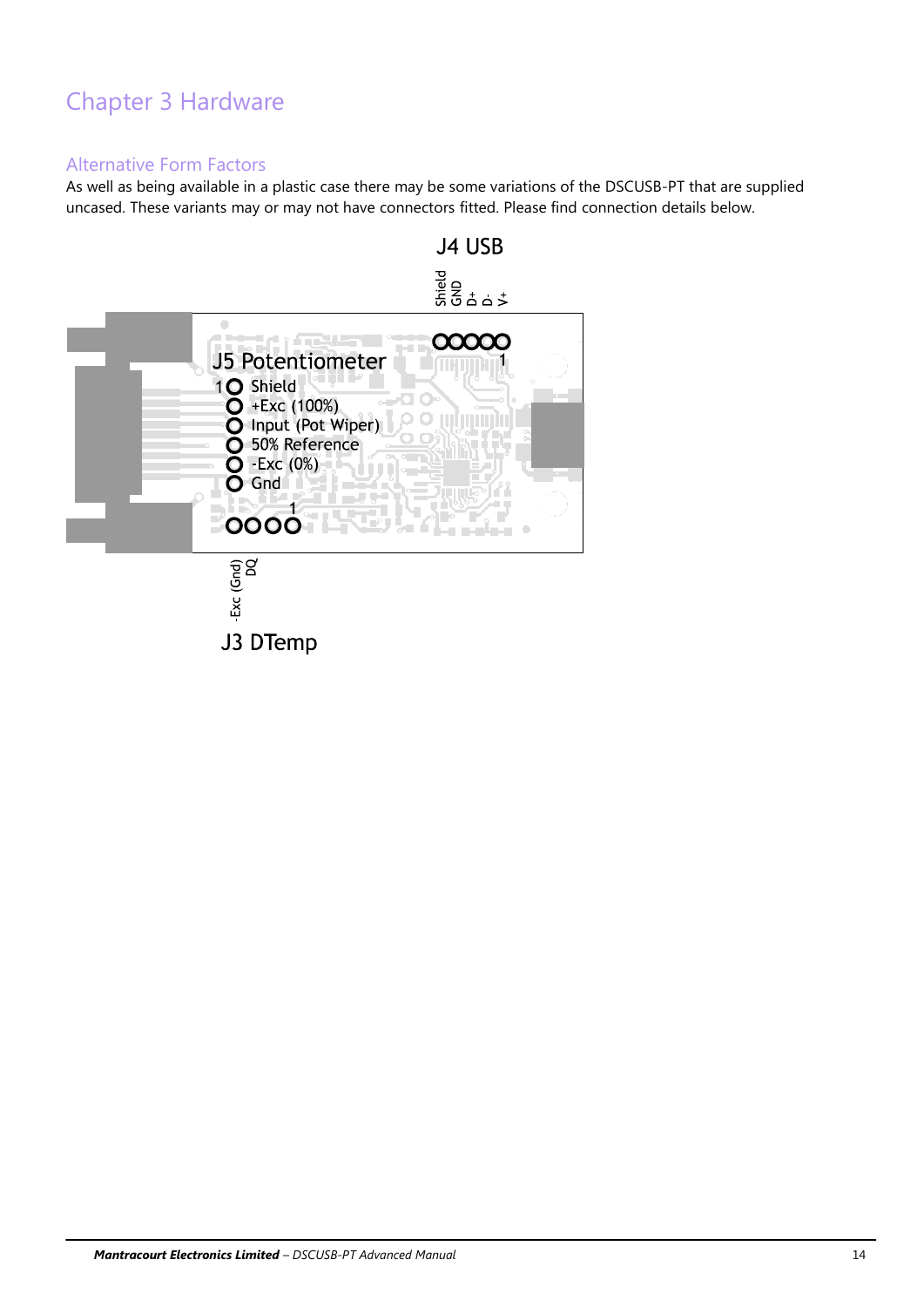# Chapter 3 Hardware

## Alternative Form Factors

As well as being available in a plastic case there may be some variations of the DSCUSB-PT that are supplied uncased. These variants may or may not have connectors fitted. Please find connection details below.

**J4 USB**

Shield, GND, D+, D-, V+ (pin 1 = V+)

**J5 Potentiometer**

1. Shield
2. +Exc (100%)
3. Input (Pot Wiper)
4. 50% Reference
5. -Exc (0%)
6. Gnd

**J3 DTemp**

-Exc (Gnd), DQ (pin 1)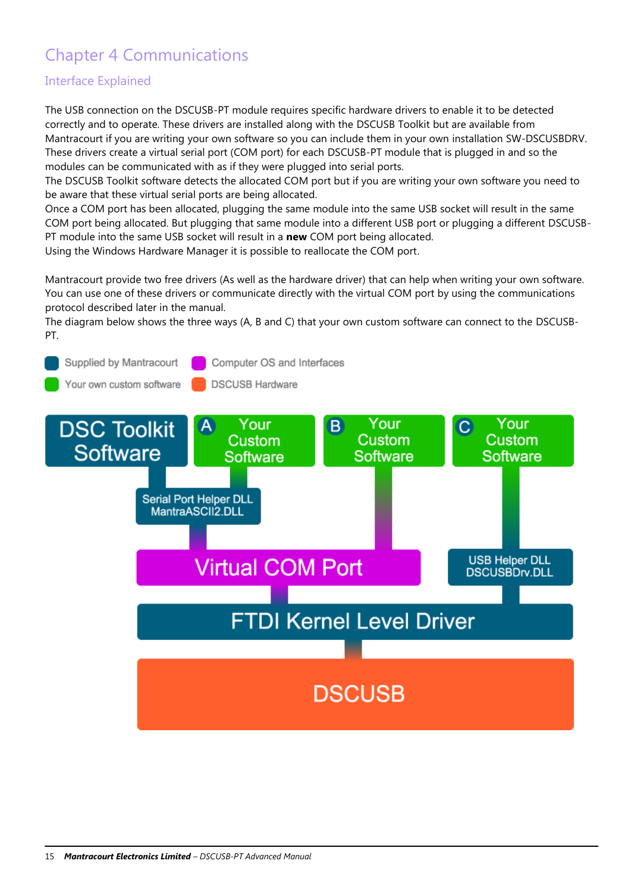# Chapter 4 Communications

## Interface Explained

The USB connection on the DSCUSB-PT module requires specific hardware drivers to enable it to be detected correctly and to operate. These drivers are installed along with the DSCUSB Toolkit but are available from Mantracourt if you are writing your own software so you can include them in your own installation SW-DSCUSBDRV. These drivers create a virtual serial port (COM port) for each DSCUSB-PT module that is plugged in and so the modules can be communicated with as if they were plugged into serial ports.

The DSCUSB Toolkit software detects the allocated COM port but if you are writing your own software you need to be aware that these virtual serial ports are being allocated.

Once a COM port has been allocated, plugging the same module into the same USB socket will result in the same COM port being allocated. But plugging that same module into a different USB port or plugging a different DSCUSB-PT module into the same USB socket will result in a **new** COM port being allocated.

Using the Windows Hardware Manager it is possible to reallocate the COM port.

Mantracourt provide two free drivers (As well as the hardware driver) that can help when writing your own software. You can use one of these drivers or communicate directly with the virtual COM port by using the communications protocol described later in the manual.

The diagram below shows the three ways (A, B and C) that your own custom software can connect to the DSCUSB-PT.

Supplied by Mantracourt | Computer OS and Interfaces | Your own custom software | DSCUSB Hardware

DSC Toolkit Software | A Your Custom Software | B Your Custom Software | C Your Custom Software

Serial Port Helper DLL MantraASCII2.DLL

Virtual COM Port | USB Helper DLL DSCUSBDrv.DLL

FTDI Kernel Level Driver

DSCUSB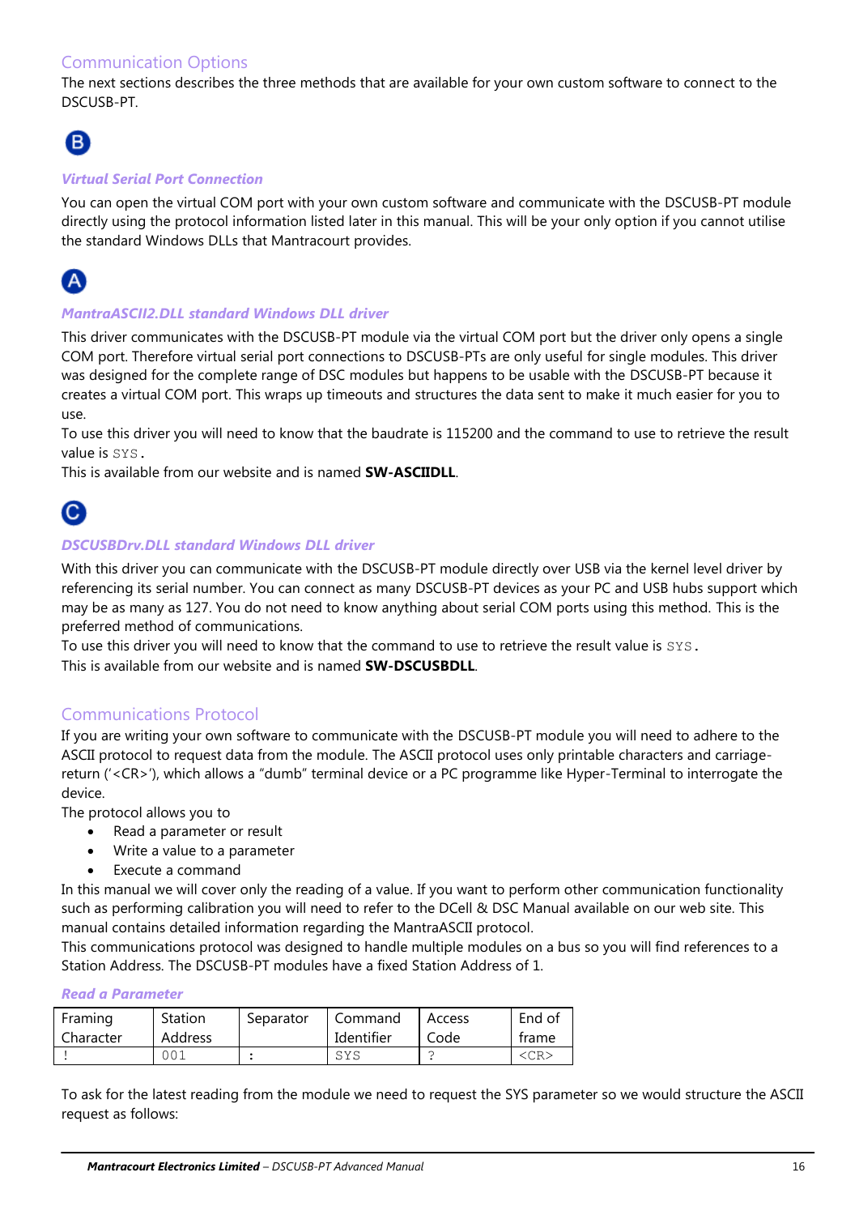## Communication Options

The next sections describes the three methods that are available for your own custom software to connect to the DSCUSB-PT.

B

### *Virtual Serial Port Connection*

You can open the virtual COM port with your own custom software and communicate with the DSCUSB-PT module directly using the protocol information listed later in this manual. This will be your only option if you cannot utilise the standard Windows DLLs that Mantracourt provides.

A

### *MantraASCII2.DLL standard Windows DLL driver*

This driver communicates with the DSCUSB-PT module via the virtual COM port but the driver only opens a single COM port. Therefore virtual serial port connections to DSCUSB-PTs are only useful for single modules. This driver was designed for the complete range of DSC modules but happens to be usable with the DSCUSB-PT because it creates a virtual COM port. This wraps up timeouts and structures the data sent to make it much easier for you to use.

To use this driver you will need to know that the baudrate is 115200 and the command to use to retrieve the result value is `SYS`.

This is available from our website and is named **SW-ASCIIDLL**.

C

### *DSCUSBDrv.DLL standard Windows DLL driver*

With this driver you can communicate with the DSCUSB-PT module directly over USB via the kernel level driver by referencing its serial number. You can connect as many DSCUSB-PT devices as your PC and USB hubs support which may be as many as 127. You do not need to know anything about serial COM ports using this method. This is the preferred method of communications.

To use this driver you will need to know that the command to use to retrieve the result value is `SYS`.

This is available from our website and is named **SW-DSCUSBDLL**.

## Communications Protocol

If you are writing your own software to communicate with the DSCUSB-PT module you will need to adhere to the ASCII protocol to request data from the module. The ASCII protocol uses only printable characters and carriage-return ('<CR>'), which allows a "dumb" terminal device or a PC programme like Hyper-Terminal to interrogate the device.

The protocol allows you to

- Read a parameter or result
- Write a value to a parameter
- Execute a command

In this manual we will cover only the reading of a value. If you want to perform other communication functionality such as performing calibration you will need to refer to the DCell & DSC Manual available on our web site. This manual contains detailed information regarding the MantraASCII protocol.

This communications protocol was designed to handle multiple modules on a bus so you will find references to a Station Address. The DSCUSB-PT modules have a fixed Station Address of 1.

### *Read a Parameter*

| Framing Character | Station Address | Separator | Command Identifier | Access Code | End of frame |
|---|---|---|---|---|---|
| ! | 001 | : | SYS | ? | <CR> |

To ask for the latest reading from the module we need to request the SYS parameter so we would structure the ASCII request as follows: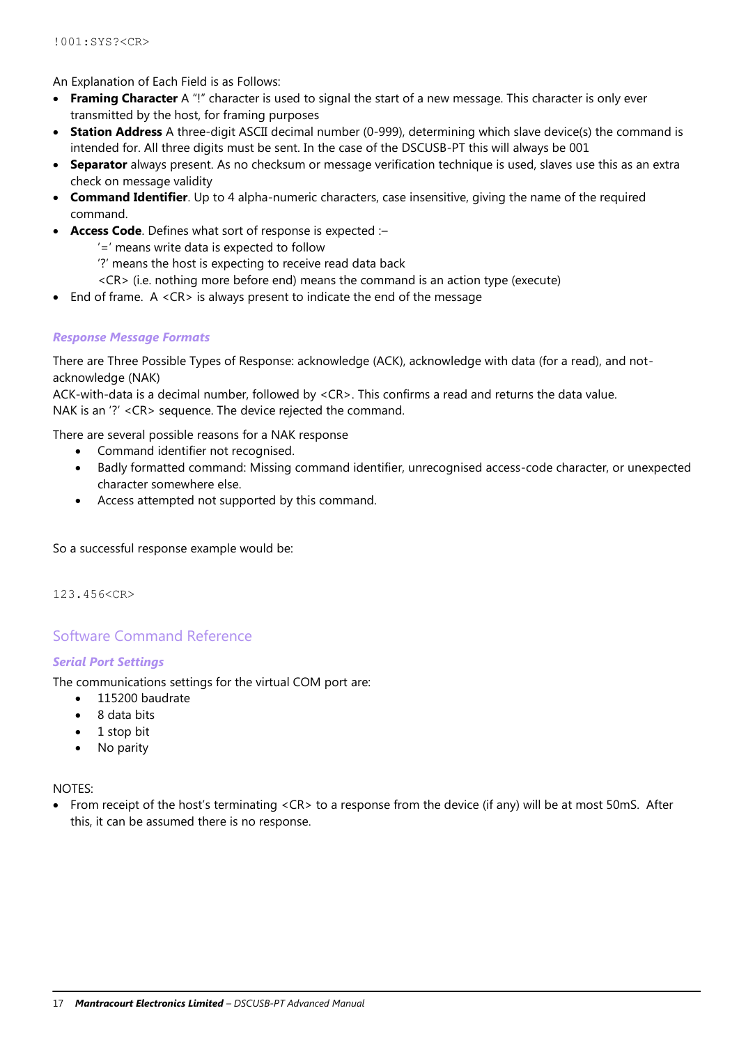```
!001:SYS?<CR>
```

An Explanation of Each Field is as Follows:

- **Framing Character** A "!" character is used to signal the start of a new message. This character is only ever transmitted by the host, for framing purposes
- **Station Address** A three-digit ASCII decimal number (0-999), determining which slave device(s) the command is intended for. All three digits must be sent. In the case of the DSCUSB-PT this will always be 001
- **Separator** always present. As no checksum or message verification technique is used, slaves use this as an extra check on message validity
- **Command Identifier**. Up to 4 alpha-numeric characters, case insensitive, giving the name of the required command.
- **Access Code**. Defines what sort of response is expected :–
  - '=' means write data is expected to follow
  - '?' means the host is expecting to receive read data back
  - <CR> (i.e. nothing more before end) means the command is an action type (execute)
- End of frame. A <CR> is always present to indicate the end of the message

### *Response Message Formats*

There are Three Possible Types of Response: acknowledge (ACK), acknowledge with data (for a read), and not-acknowledge (NAK)
ACK-with-data is a decimal number, followed by <CR>. This confirms a read and returns the data value.
NAK is an '?' <CR> sequence. The device rejected the command.

There are several possible reasons for a NAK response

- Command identifier not recognised.
- Badly formatted command: Missing command identifier, unrecognised access-code character, or unexpected character somewhere else.
- Access attempted not supported by this command.

So a successful response example would be:

```
123.456<CR>
```

## Software Command Reference

### *Serial Port Settings*

The communications settings for the virtual COM port are:

- 115200 baudrate
- 8 data bits
- 1 stop bit
- No parity

NOTES:

- From receipt of the host's terminating <CR> to a response from the device (if any) will be at most 50mS. After this, it can be assumed there is no response.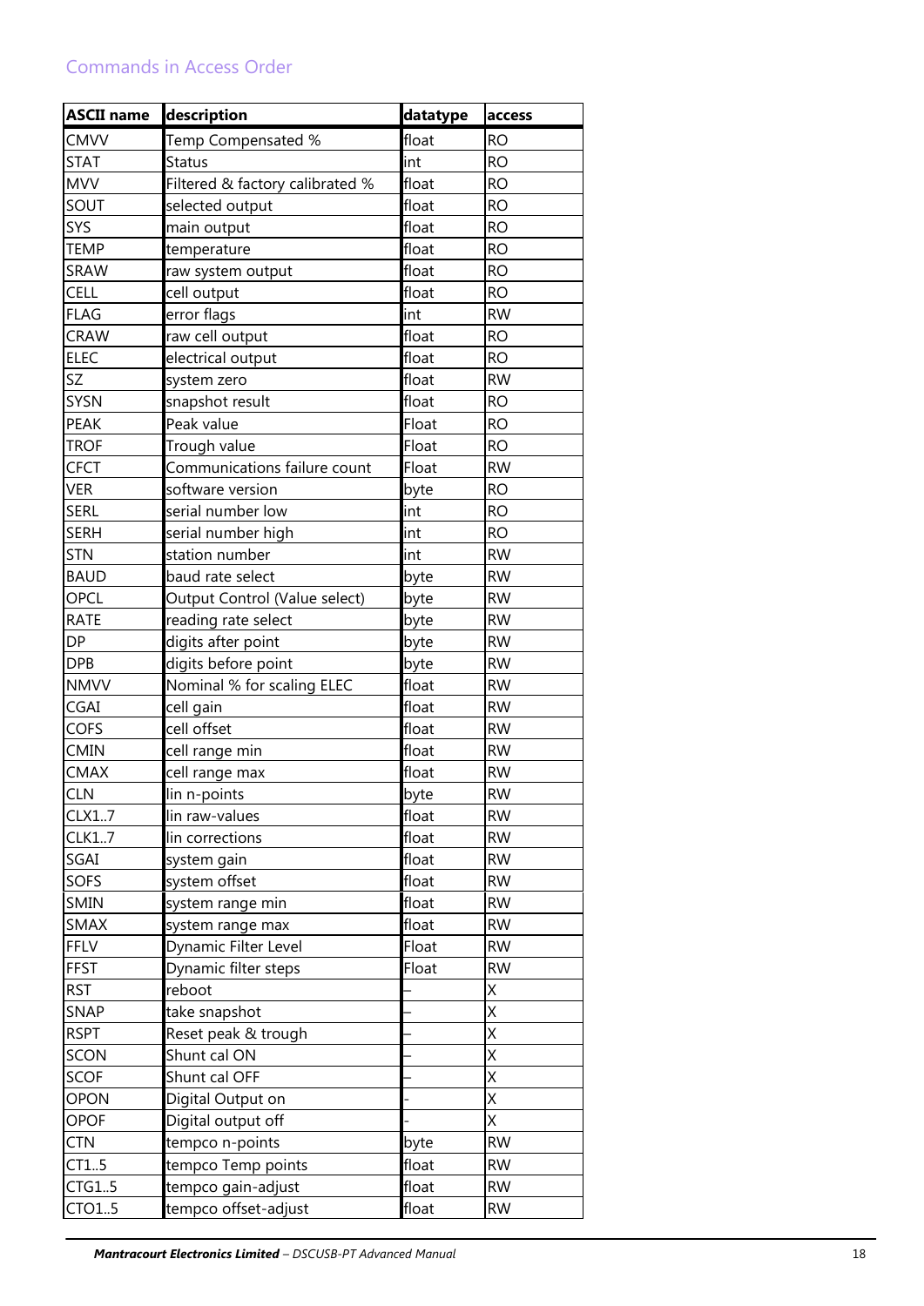## Commands in Access Order

| ASCII name | description | datatype | access |
|---|---|---|---|
| CMVV | Temp Compensated % | float | RO |
| STAT | Status | int | RO |
| MVV | Filtered & factory calibrated % | float | RO |
| SOUT | selected output | float | RO |
| SYS | main output | float | RO |
| TEMP | temperature | float | RO |
| SRAW | raw system output | float | RO |
| CELL | cell output | float | RO |
| FLAG | error flags | int | RW |
| CRAW | raw cell output | float | RO |
| ELEC | electrical output | float | RO |
| SZ | system zero | float | RW |
| SYSN | snapshot result | float | RO |
| PEAK | Peak value | Float | RO |
| TROF | Trough value | Float | RO |
| CFCT | Communications failure count | Float | RW |
| VER | software version | byte | RO |
| SERL | serial number low | int | RO |
| SERH | serial number high | int | RO |
| STN | station number | int | RW |
| BAUD | baud rate select | byte | RW |
| OPCL | Output Control (Value select) | byte | RW |
| RATE | reading rate select | byte | RW |
| DP | digits after point | byte | RW |
| DPB | digits before point | byte | RW |
| NMVV | Nominal % for scaling ELEC | float | RW |
| CGAI | cell gain | float | RW |
| COFS | cell offset | float | RW |
| CMIN | cell range min | float | RW |
| CMAX | cell range max | float | RW |
| CLN | lin n-points | byte | RW |
| CLX1..7 | lin raw-values | float | RW |
| CLK1..7 | lin corrections | float | RW |
| SGAI | system gain | float | RW |
| SOFS | system offset | float | RW |
| SMIN | system range min | float | RW |
| SMAX | system range max | float | RW |
| FFLV | Dynamic Filter Level | Float | RW |
| FFST | Dynamic filter steps | Float | RW |
| RST | reboot | – | X |
| SNAP | take snapshot | – | X |
| RSPT | Reset peak & trough | – | X |
| SCON | Shunt cal ON | – | X |
| SCOF | Shunt cal OFF | – | X |
| OPON | Digital Output on | - | X |
| OPOF | Digital output off | - | X |
| CTN | tempco n-points | byte | RW |
| CT1..5 | tempco Temp points | float | RW |
| CTG1..5 | tempco gain-adjust | float | RW |
| CTO1..5 | tempco offset-adjust | float | RW |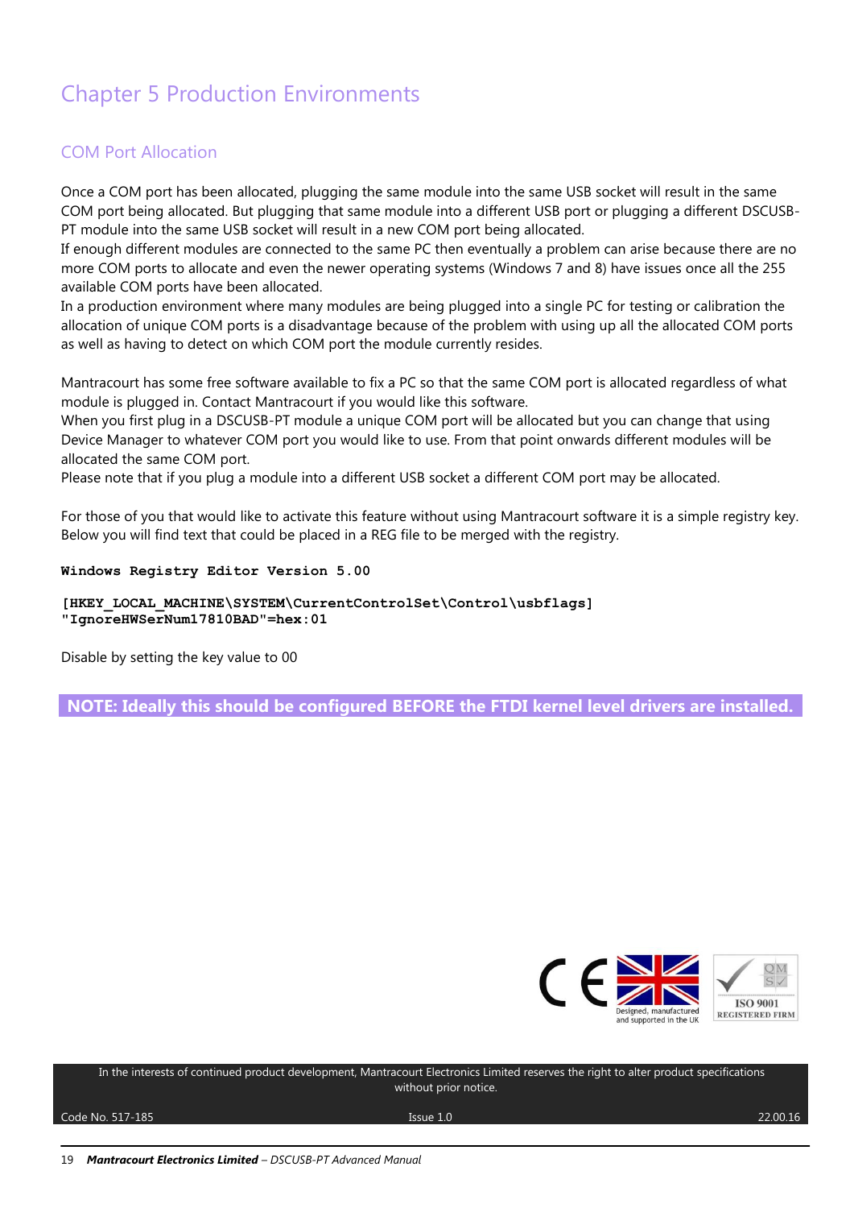# Chapter 5 Production Environments

## COM Port Allocation

Once a COM port has been allocated, plugging the same module into the same USB socket will result in the same COM port being allocated. But plugging that same module into a different USB port or plugging a different DSCUSB-PT module into the same USB socket will result in a new COM port being allocated.
If enough different modules are connected to the same PC then eventually a problem can arise because there are no more COM ports to allocate and even the newer operating systems (Windows 7 and 8) have issues once all the 255 available COM ports have been allocated.
In a production environment where many modules are being plugged into a single PC for testing or calibration the allocation of unique COM ports is a disadvantage because of the problem with using up all the allocated COM ports as well as having to detect on which COM port the module currently resides.

Mantracourt has some free software available to fix a PC so that the same COM port is allocated regardless of what module is plugged in. Contact Mantracourt if you would like this software.
When you first plug in a DSCUSB-PT module a unique COM port will be allocated but you can change that using Device Manager to whatever COM port you would like to use. From that point onwards different modules will be allocated the same COM port.
Please note that if you plug a module into a different USB socket a different COM port may be allocated.

For those of you that would like to activate this feature without using Mantracourt software it is a simple registry key. Below you will find text that could be placed in a REG file to be merged with the registry.

```
Windows Registry Editor Version 5.00

[HKEY_LOCAL_MACHINE\SYSTEM\CurrentControlSet\Control\usbflags]
"IgnoreHWSerNum17810BAD"=hex:01
```

Disable by setting the key value to 00

**NOTE: Ideally this should be configured BEFORE the FTDI kernel level drivers are installed.**

Designed, manufactured and supported in the UK

ISO 9001 REGISTERED FIRM

In the interests of continued product development, Mantracourt Electronics Limited reserves the right to alter product specifications without prior notice.

Code No. 517-185 Issue 1.0 22.00.16